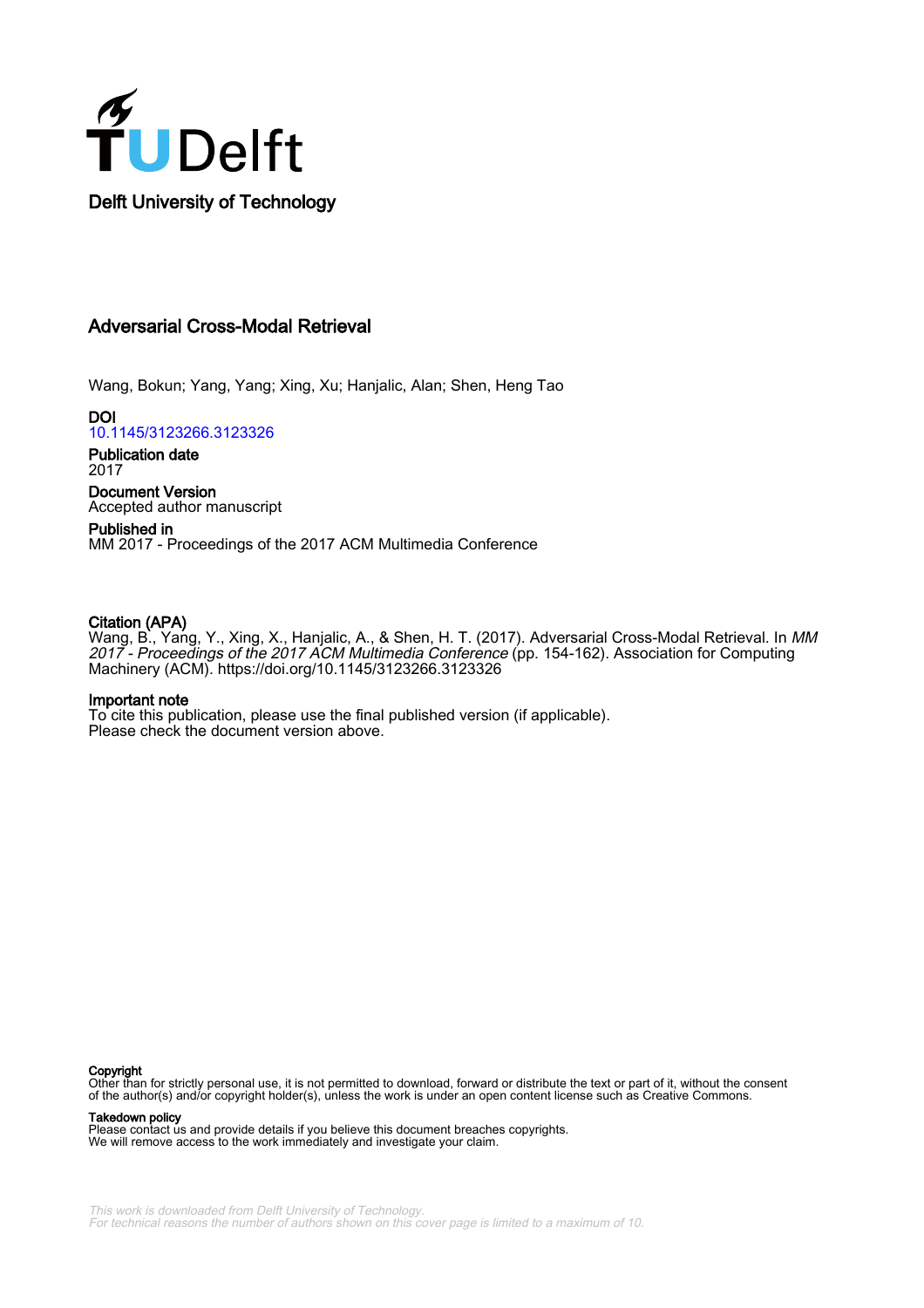Delft University of Technology

# Adversarial Cross-Modal Retrieval

Wang, Bokun; Yang, Yang; Xing, Xu; Hanjalic, Alan; Shen, Heng Tao

**DOI**
10.1145/3123266.3123326

**Publication date**
2017

**Document Version**
Accepted author manuscript

**Published in**
MM 2017 - Proceedings of the 2017 ACM Multimedia Conference

**Citation (APA)**
Wang, B., Yang, Y., Xing, X., Hanjalic, A., & Shen, H. T. (2017). Adversarial Cross-Modal Retrieval. In *MM 2017 - Proceedings of the 2017 ACM Multimedia Conference* (pp. 154-162). Association for Computing Machinery (ACM). https://doi.org/10.1145/3123266.3123326

**Important note**
To cite this publication, please use the final published version (if applicable).
Please check the document version above.

**Copyright**
Other than for strictly personal use, it is not permitted to download, forward or distribute the text or part of it, without the consent of the author(s) and/or copyright holder(s), unless the work is under an open content license such as Creative Commons.

**Takedown policy**
Please contact us and provide details if you believe this document breaches copyrights.
We will remove access to the work immediately and investigate your claim.

*This work is downloaded from Delft University of Technology.*
*For technical reasons the number of authors shown on this cover page is limited to a maximum of 10.*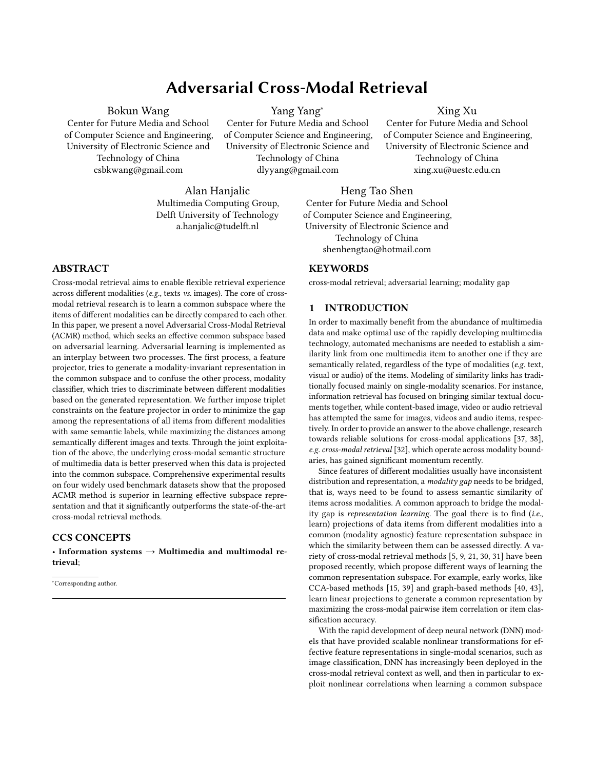# Adversarial Cross-Modal Retrieval

Bokun Wang
Center for Future Media and School of Computer Science and Engineering, University of Electronic Science and Technology of China
csbkwang@gmail.com

Yang Yang*
Center for Future Media and School of Computer Science and Engineering, University of Electronic Science and Technology of China
dlyyang@gmail.com

Xing Xu
Center for Future Media and School of Computer Science and Engineering, University of Electronic Science and Technology of China
xing.xu@uestc.edu.cn

Alan Hanjalic
Multimedia Computing Group, Delft University of Technology
a.hanjalic@tudelft.nl

Heng Tao Shen
Center for Future Media and School of Computer Science and Engineering, University of Electronic Science and Technology of China
shenhengtao@hotmail.com

## ABSTRACT

Cross-modal retrieval aims to enable flexible retrieval experience across different modalities (*e.g.*, texts *vs.* images). The core of cross-modal retrieval research is to learn a common subspace where the items of different modalities can be directly compared to each other. In this paper, we present a novel Adversarial Cross-Modal Retrieval (ACMR) method, which seeks an effective common subspace based on adversarial learning. Adversarial learning is implemented as an interplay between two processes. The first process, a feature projector, tries to generate a modality-invariant representation in the common subspace and to confuse the other process, modality classifier, which tries to discriminate between different modalities based on the generated representation. We further impose triplet constraints on the feature projector in order to minimize the gap among the representations of all items from different modalities with same semantic labels, while maximizing the distances among semantically different images and texts. Through the joint exploitation of the above, the underlying cross-modal semantic structure of multimedia data is better preserved when this data is projected into the common subspace. Comprehensive experimental results on four widely used benchmark datasets show that the proposed ACMR method is superior in learning effective subspace representation and that it significantly outperforms the state-of-the-art cross-modal retrieval methods.

## CCS CONCEPTS

• **Information systems → Multimedia and multimodal retrieval**;

*Corresponding author.

## KEYWORDS

cross-modal retrieval; adversarial learning; modality gap

## 1 INTRODUCTION

In order to maximally benefit from the abundance of multimedia data and make optimal use of the rapidly developing multimedia technology, automated mechanisms are needed to establish a similarity link from one multimedia item to another one if they are semantically related, regardless of the type of modalities (*e.g.* text, visual or audio) of the items. Modeling of similarity links has traditionally focused mainly on single-modality scenarios. For instance, information retrieval has focused on bringing similar textual documents together, while content-based image, video or audio retrieval has attempted the same for images, videos and audio items, respectively. In order to provide an answer to the above challenge, research towards reliable solutions for cross-modal applications [37, 38], *e.g. cross-modal retrieval* [32], which operate across modality boundaries, has gained significant momentum recently.

Since features of different modalities usually have inconsistent distribution and representation, a *modality gap* needs to be bridged, that is, ways need to be found to assess semantic similarity of items across modalities. A common approach to bridge the modality gap is *representation learning*. The goal there is to find (*i.e.*, learn) projections of data items from different modalities into a common (modality agnostic) feature representation subspace in which the similarity between them can be assessed directly. A variety of cross-modal retrieval methods [5, 9, 21, 30, 31] have been proposed recently, which propose different ways of learning the common representation subspace. For example, early works, like CCA-based methods [15, 39] and graph-based methods [40, 43], learn linear projections to generate a common representation by maximizing the cross-modal pairwise item correlation or item classification accuracy.

With the rapid development of deep neural network (DNN) models that have provided scalable nonlinear transformations for effective feature representations in single-modal scenarios, such as image classification, DNN has increasingly been deployed in the cross-modal retrieval context as well, and then in particular to exploit nonlinear correlations when learning a common subspace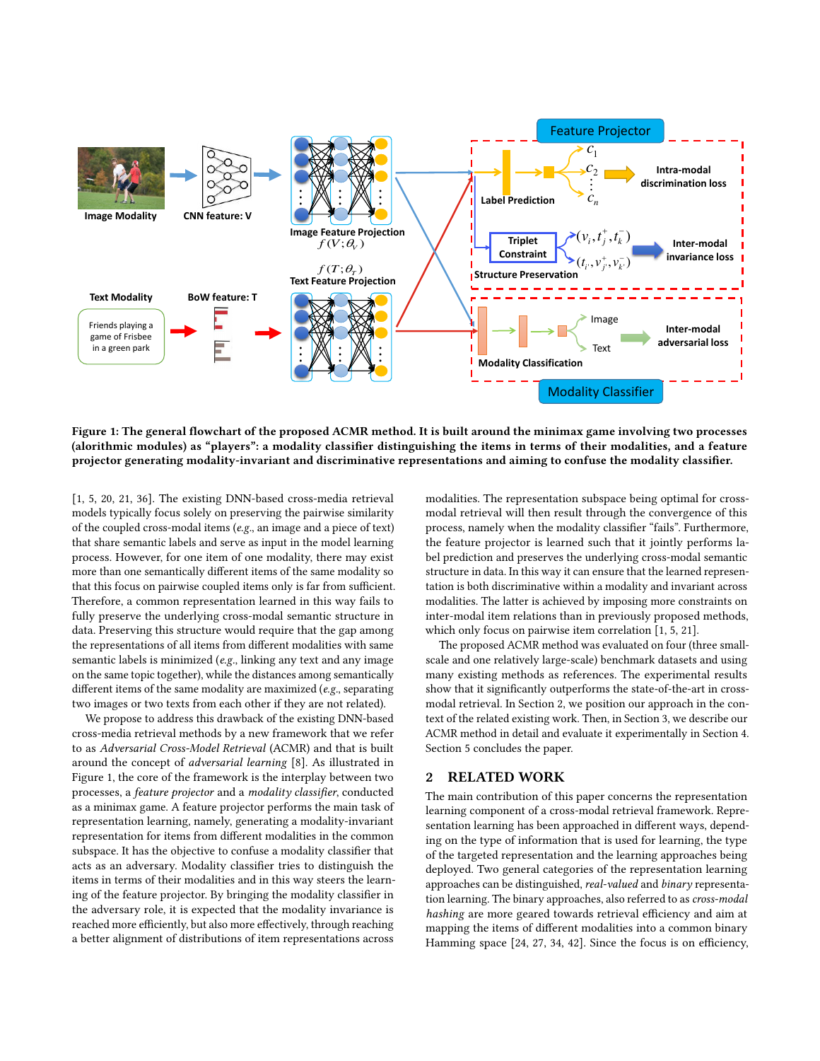Feature Projector

Image Modality

CNN feature: V

Image Feature Projection
$f(V;\theta_V)$

$f(T;\theta_T)$
Text Feature Projection

Text Modality

Friends playing a game of Frisbee in a green park

BoW feature: T

Label Prediction

$c_1$
$c_2$
$c_n$

Intra-modal discrimination loss

Triplet Constraint

$(v_i, t_j^+, t_k^-)$
$(t_{i'}, v_{j'}^+, v_{k'}^-)$

Inter-modal invariance loss

Structure Preservation

Image
Text

Inter-modal adversarial loss

Modality Classification

Modality Classifier

**Figure 1: The general flowchart of the proposed ACMR method. It is built around the minimax game involving two processes (alorithmic modules) as "players": a modality classifier distinguishing the items in terms of their modalities, and a feature projector generating modality-invariant and discriminative representations and aiming to confuse the modality classifier.**

[1, 5, 20, 21, 36]. The existing DNN-based cross-media retrieval models typically focus solely on preserving the pairwise similarity of the coupled cross-modal items (*e.g.*, an image and a piece of text) that share semantic labels and serve as input in the model learning process. However, for one item of one modality, there may exist more than one semantically different items of the same modality so that this focus on pairwise coupled items only is far from sufficient. Therefore, a common representation learned in this way fails to fully preserve the underlying cross-modal semantic structure in data. Preserving this structure would require that the gap among the representations of all items from different modalities with same semantic labels is minimized (*e.g.*, linking any text and any image on the same topic together), while the distances among semantically different items of the same modality are maximized (*e.g.*, separating two images or two texts from each other if they are not related).

We propose to address this drawback of the existing DNN-based cross-media retrieval methods by a new framework that we refer to as *Adversarial Cross-Model Retrieval* (ACMR) and that is built around the concept of *adversarial learning* [8]. As illustrated in Figure 1, the core of the framework is the interplay between two processes, a *feature projector* and a *modality classifier*, conducted as a minimax game. A feature projector performs the main task of representation learning, namely, generating a modality-invariant representation for items from different modalities in the common subspace. It has the objective to confuse a modality classifier that acts as an adversary. Modality classifier tries to distinguish the items in terms of their modalities and in this way steers the learning of the feature projector. By bringing the modality classifier in the adversary role, it is expected that the modality invariance is reached more efficiently, but also more effectively, through reaching a better alignment of distributions of item representations across modalities. The representation subspace being optimal for cross-modal retrieval will then result through the convergence of this process, namely when the modality classifier "fails". Furthermore, the feature projector is learned such that it jointly performs label prediction and preserves the underlying cross-modal semantic structure in data. In this way it can ensure that the learned representation is both discriminative within a modality and invariant across modalities. The latter is achieved by imposing more constraints on inter-modal item relations than in previously proposed methods, which only focus on pairwise item correlation [1, 5, 21].

The proposed ACMR method was evaluated on four (three small-scale and one relatively large-scale) benchmark datasets and using many existing methods as references. The experimental results show that it significantly outperforms the state-of-the-art in cross-modal retrieval. In Section 2, we position our approach in the context of the related existing work. Then, in Section 3, we describe our ACMR method in detail and evaluate it experimentally in Section 4. Section 5 concludes the paper.

## 2 RELATED WORK

The main contribution of this paper concerns the representation learning component of a cross-modal retrieval framework. Representation learning has been approached in different ways, depending on the type of information that is used for learning, the type of the targeted representation and the learning approaches being deployed. Two general categories of the representation learning approaches can be distinguished, *real-valued* and *binary* representation learning. The binary approaches, also referred to as *cross-modal hashing* are more geared towards retrieval efficiency and aim at mapping the items of different modalities into a common binary Hamming space [24, 27, 34, 42]. Since the focus is on efficiency,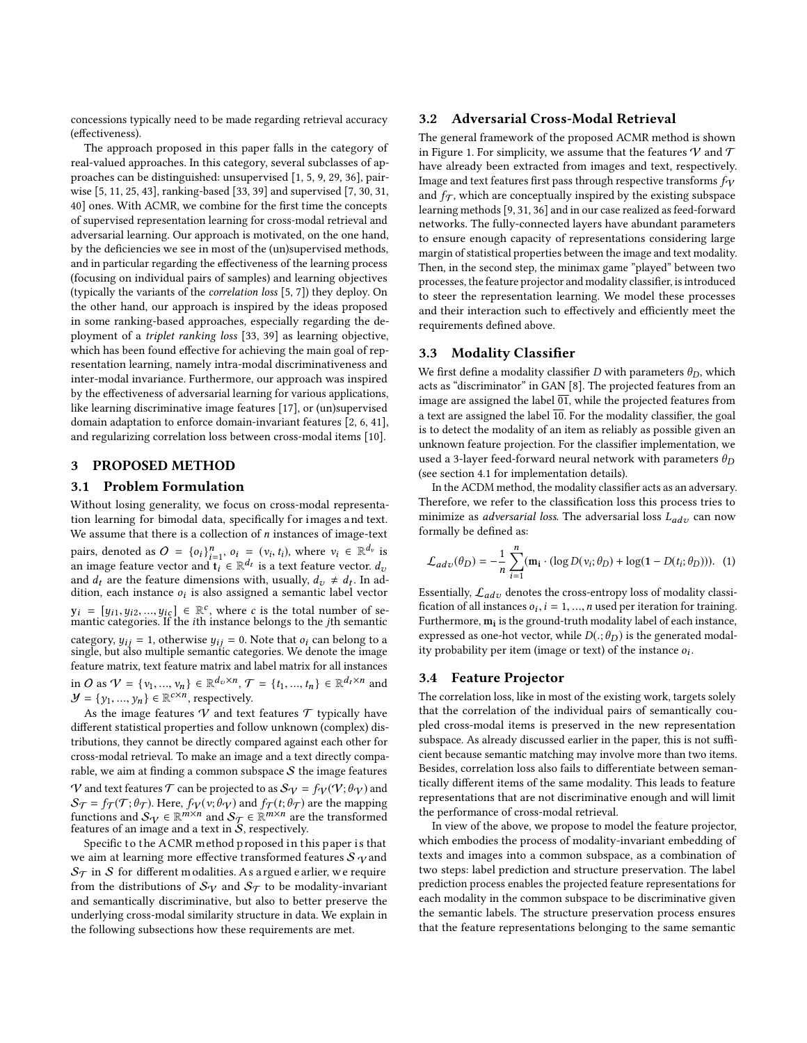concessions typically need to be made regarding retrieval accuracy (effectiveness).

The approach proposed in this paper falls in the category of real-valued approaches. In this category, several subclasses of approaches can be distinguished: unsupervised [1, 5, 9, 29, 36], pairwise [5, 11, 25, 43], ranking-based [33, 39] and supervised [7, 30, 31, 40] ones. With ACMR, we combine for the first time the concepts of supervised representation learning for cross-modal retrieval and adversarial learning. Our approach is motivated, on the one hand, by the deficiencies we see in most of the (un)supervised methods, and in particular regarding the effectiveness of the learning process (focusing on individual pairs of samples) and learning objectives (typically the variants of the *correlation loss* [5, 7]) they deploy. On the other hand, our approach is inspired by the ideas proposed in some ranking-based approaches, especially regarding the deployment of a *triplet ranking loss* [33, 39] as learning objective, which has been found effective for achieving the main goal of representation learning, namely intra-modal discriminativeness and inter-modal invariance. Furthermore, our approach was inspired by the effectiveness of adversarial learning for various applications, like learning discriminative image features [17], or (un)supervised domain adaptation to enforce domain-invariant features [2, 6, 41], and regularizing correlation loss between cross-modal items [10].

## 3 PROPOSED METHOD

### 3.1 Problem Formulation

Without losing generality, we focus on cross-modal representation learning for bimodal data, specifically for images and text. We assume that there is a collection of $n$ instances of image-text pairs, denoted as $\mathcal{O} = \{o_i\}_{i=1}^{n}$, $o_i = (v_i, t_i)$, where $v_i \in \mathbb{R}^{d_v}$ is an image feature vector and $\mathbf{t}_i \in \mathbb{R}^{d_t}$ is a text feature vector. $d_v$ and $d_t$ are the feature dimensions with, usually, $d_v \neq d_t$. In addition, each instance $o_i$ is also assigned a semantic label vector $\mathbf{y}_i = [y_{i1}, y_{i2}, ..., y_{ic}] \in \mathbb{R}^c$, where $c$ is the total number of semantic categories. If the $i$th instance belongs to the $j$th semantic category, $y_{ij} = 1$, otherwise $y_{ij} = 0$. Note that $o_i$ can belong to a single, but also multiple semantic categories. We denote the image feature matrix, text feature matrix and label matrix for all instances in $\mathcal{O}$ as $\mathcal{V} = \{v_1, ..., v_n\} \in \mathbb{R}^{d_v \times n}$, $\mathcal{T} = \{t_1, ..., t_n\} \in \mathbb{R}^{d_t \times n}$ and $\mathcal{Y} = \{y_1, ..., y_n\} \in \mathbb{R}^{c \times n}$, respectively.

As the image features $\mathcal{V}$ and text features $\mathcal{T}$ typically have different statistical properties and follow unknown (complex) distributions, they cannot be directly compared against each other for cross-modal retrieval. To make an image and a text directly comparable, we aim at finding a common subspace $\mathcal{S}$ the image features $\mathcal{V}$ and text features $\mathcal{T}$ can be projected to as $\mathcal{S}_\mathcal{V} = f_\mathcal{V}(\mathcal{V}; \theta_\mathcal{V})$ and $\mathcal{S}_\mathcal{T} = f_\mathcal{T}(\mathcal{T}; \theta_\mathcal{T})$. Here, $f_\mathcal{V}(v; \theta_\mathcal{V})$ and $f_\mathcal{T}(t; \theta_\mathcal{T})$ are the mapping functions and $\mathcal{S}_\mathcal{V} \in \mathbb{R}^{m \times n}$ and $\mathcal{S}_\mathcal{T} \in \mathbb{R}^{m \times n}$ are the transformed features of an image and a text in $\mathcal{S}$, respectively.

Specific to the ACMR method proposed in this paper is that we aim at learning more effective transformed features $\mathcal{S}_\mathcal{V}$ and $\mathcal{S}_\mathcal{T}$ in $\mathcal{S}$ for different modalities. As argued earlier, we require from the distributions of $\mathcal{S}_\mathcal{V}$ and $\mathcal{S}_\mathcal{T}$ to be modality-invariant and semantically discriminative, but also to better preserve the underlying cross-modal similarity structure in data. We explain in the following subsections how these requirements are met.

### 3.2 Adversarial Cross-Modal Retrieval

The general framework of the proposed ACMR method is shown in Figure 1. For simplicity, we assume that the features $\mathcal{V}$ and $\mathcal{T}$ have already been extracted from images and text, respectively. Image and text features first pass through respective transforms $f_\mathcal{V}$ and $f_\mathcal{T}$, which are conceptually inspired by the existing subspace learning methods [9, 31, 36] and in our case realized as feed-forward networks. The fully-connected layers have abundant parameters to ensure enough capacity of representations considering large margin of statistical properties between the image and text modality. Then, in the second step, the minimax game "played" between two processes, the feature projector and modality classifier, is introduced to steer the representation learning. We model these processes and their interaction such to effectively and efficiently meet the requirements defined above.

### 3.3 Modality Classifier

We first define a modality classifier $D$ with parameters $\theta_D$, which acts as "discriminator" in GAN [8]. The projected features from an image are assigned the label $\overline{01}$, while the projected features from a text are assigned the label $\overline{10}$. For the modality classifier, the goal is to detect the modality of an item as reliably as possible given an unknown feature projection. For the classifier implementation, we used a 3-layer feed-forward neural network with parameters $\theta_D$ (see section 4.1 for implementation details).

In the ACDM method, the modality classifier acts as an adversary. Therefore, we refer to the classification loss this process tries to minimize as *adversarial loss*. The adversarial loss $L_{adv}$ can now formally be defined as:

$$\mathcal{L}_{adv}(\theta_D) = -\frac{1}{n}\sum_{i=1}^{n}(\mathbf{m_i} \cdot (\log D(v_i; \theta_D) + \log(\mathbf{1} - D(t_i; \theta_D))). \quad (1)$$

Essentially, $\mathcal{L}_{adv}$ denotes the cross-entropy loss of modality classification of all instances $o_i, i = 1, ..., n$ used per iteration for training. Furthermore, $\mathbf{m_i}$ is the ground-truth modality label of each instance, expressed as one-hot vector, while $D(.; \theta_D)$ is the generated modality probability per item (image or text) of the instance $o_i$.

### 3.4 Feature Projector

The correlation loss, like in most of the existing work, targets solely that the correlation of the individual pairs of semantically coupled cross-modal items is preserved in the new representation subspace. As already discussed earlier in the paper, this is not sufficient because semantic matching may involve more than two items. Besides, correlation loss also fails to differentiate between semantically different items of the same modality. This leads to feature representations that are not discriminative enough and will limit the performance of cross-modal retrieval.

In view of the above, we propose to model the feature projector, which embodies the process of modality-invariant embedding of texts and images into a common subspace, as a combination of two steps: label prediction and structure preservation. The label prediction process enables the projected feature representations for each modality in the common subspace to be discriminative given the semantic labels. The structure preservation process ensures that the feature representations belonging to the same semantic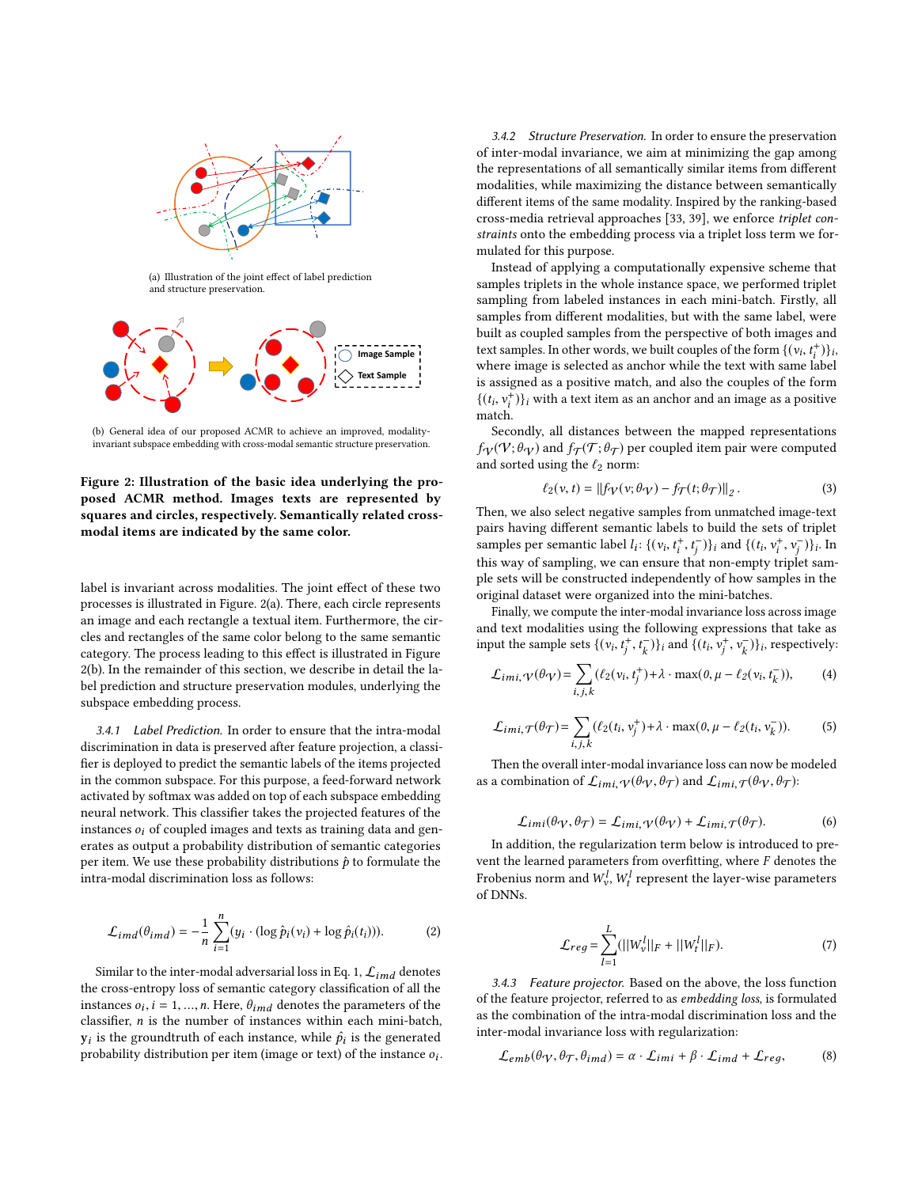(a) Illustration of the joint effect of label prediction and structure preservation.

(b) General idea of our proposed ACMR to achieve an improved, modality-invariant subspace embedding with cross-modal semantic structure preservation.

**Figure 2: Illustration of the basic idea underlying the proposed ACMR method. Images texts are represented by squares and circles, respectively. Semantically related cross-modal items are indicated by the same color.**

label is invariant across modalities. The joint effect of these two processes is illustrated in Figure. 2(a). There, each circle represents an image and each rectangle a textual item. Furthermore, the circles and rectangles of the same color belong to the same semantic category. The process leading to this effect is illustrated in Figure 2(b). In the remainder of this section, we describe in detail the label prediction and structure preservation modules, underlying the subspace embedding process.

*3.4.1 Label Prediction.* In order to ensure that the intra-modal discrimination in data is preserved after feature projection, a classifier is deployed to predict the semantic labels of the items projected in the common subspace. For this purpose, a feed-forward network activated by softmax was added on top of each subspace embedding neural network. This classifier takes the projected features of the instances $o_i$ of coupled images and texts as training data and generates as output a probability distribution of semantic categories per item. We use these probability distributions $\hat{p}$ to formulate the intra-modal discrimination loss as follows:

$$\mathcal{L}_{imd}(\theta_{imd}) = -\frac{1}{n}\sum_{i=1}^{n}(y_i \cdot (\log \hat{p}_i(v_i) + \log \hat{p}_i(t_i))). \tag{2}$$

Similar to the inter-modal adversarial loss in Eq. 1, $\mathcal{L}_{imd}$ denotes the cross-entropy loss of semantic category classification of all the instances $o_i, i = 1, ..., n$. Here, $\theta_{imd}$ denotes the parameters of the classifier, $n$ is the number of instances within each mini-batch, $\mathbf{y}_i$ is the groundtruth of each instance, while $\hat{p}_i$ is the generated probability distribution per item (image or text) of the instance $o_i$.

*3.4.2 Structure Preservation.* In order to ensure the preservation of inter-modal invariance, we aim at minimizing the gap among the representations of all semantically similar items from different modalities, while maximizing the distance between semantically different items of the same modality. Inspired by the ranking-based cross-media retrieval approaches [33, 39], we enforce *triplet constraints* onto the embedding process via a triplet loss term we formulated for this purpose.

Instead of applying a computationally expensive scheme that samples triplets in the whole instance space, we performed triplet sampling from labeled instances in each mini-batch. Firstly, all samples from different modalities, but with the same label, were built as coupled samples from the perspective of both images and text samples. In other words, we built couples of the form $\{(v_i, t_i^+)\}_i$, where image is selected as anchor while the text with same label is assigned as a positive match, and also the couples of the form $\{(t_i, v_i^+)\}_i$ with a text item as an anchor and an image as a positive match.

Secondly, all distances between the mapped representations $f_{\mathcal{V}}(\mathcal{V};\theta_{\mathcal{V}})$ and $f_{\mathcal{T}}(\mathcal{T};\theta_{\mathcal{T}})$ per coupled item pair were computed and sorted using the $\ell_2$ norm:

$$\ell_2(v,t) = \|f_{\mathcal{V}}(v;\theta_{\mathcal{V}}) - f_{\mathcal{T}}(t;\theta_{\mathcal{T}})\|_2\,. \tag{3}$$

Then, we also select negative samples from unmatched image-text pairs having different semantic labels to build the sets of triplet samples per semantic label $l_i$: $\{(v_i, t_j^+, t_j^-)\}_i$ and $\{(t_i, v_i^+, v_j^-)\}_i$. In this way of sampling, we can ensure that non-empty triplet sample sets will be constructed independently of how samples in the original dataset were organized into the mini-batches.

Finally, we compute the inter-modal invariance loss across image and text modalities using the following expressions that take as input the sample sets $\{(v_i, t_j^+, t_k^-)\}_i$ and $\{(t_i, v_j^+, v_k^-)\}_i$, respectively:

$$\mathcal{L}_{imi,\mathcal{V}}(\theta_{\mathcal{V}}) = \sum_{i,j,k}(\ell_2(v_i, t_j^+) + \lambda \cdot \max(0, \mu - \ell_2(v_i, t_k^-)), \tag{4}$$

$$\mathcal{L}_{imi,\mathcal{T}}(\theta_{\mathcal{T}}) = \sum_{i,j,k}(\ell_2(t_i, v_j^+) + \lambda \cdot \max(0, \mu - \ell_2(t_i, v_k^-)). \tag{5}$$

Then the overall inter-modal invariance loss can now be modeled as a combination of $\mathcal{L}_{imi,\mathcal{V}}(\theta_{\mathcal{V}},\theta_{\mathcal{T}})$ and $\mathcal{L}_{imi,\mathcal{T}}(\theta_{\mathcal{V}},\theta_{\mathcal{T}})$:

$$\mathcal{L}_{imi}(\theta_{\mathcal{V}},\theta_{\mathcal{T}}) = \mathcal{L}_{imi,\mathcal{V}}(\theta_{\mathcal{V}}) + \mathcal{L}_{imi,\mathcal{T}}(\theta_{\mathcal{T}}). \tag{6}$$

In addition, the regularization term below is introduced to prevent the learned parameters from overfitting, where $F$ denotes the Frobenius norm and $W_v^l$, $W_t^l$ represent the layer-wise parameters of DNNs.

$$\mathcal{L}_{reg} = \sum_{l=1}^{L}(\|W_v^l\|_F + \|W_t^l\|_F). \tag{7}$$

*3.4.3 Feature projector.* Based on the above, the loss function of the feature projector, referred to as *embedding loss*, is formulated as the combination of the intra-modal discrimination loss and the inter-modal invariance loss with regularization:

$$\mathcal{L}_{emb}(\theta_{\mathcal{V}},\theta_{\mathcal{T}},\theta_{imd}) = \alpha \cdot \mathcal{L}_{imi} + \beta \cdot \mathcal{L}_{imd} + \mathcal{L}_{reg}, \tag{8}$$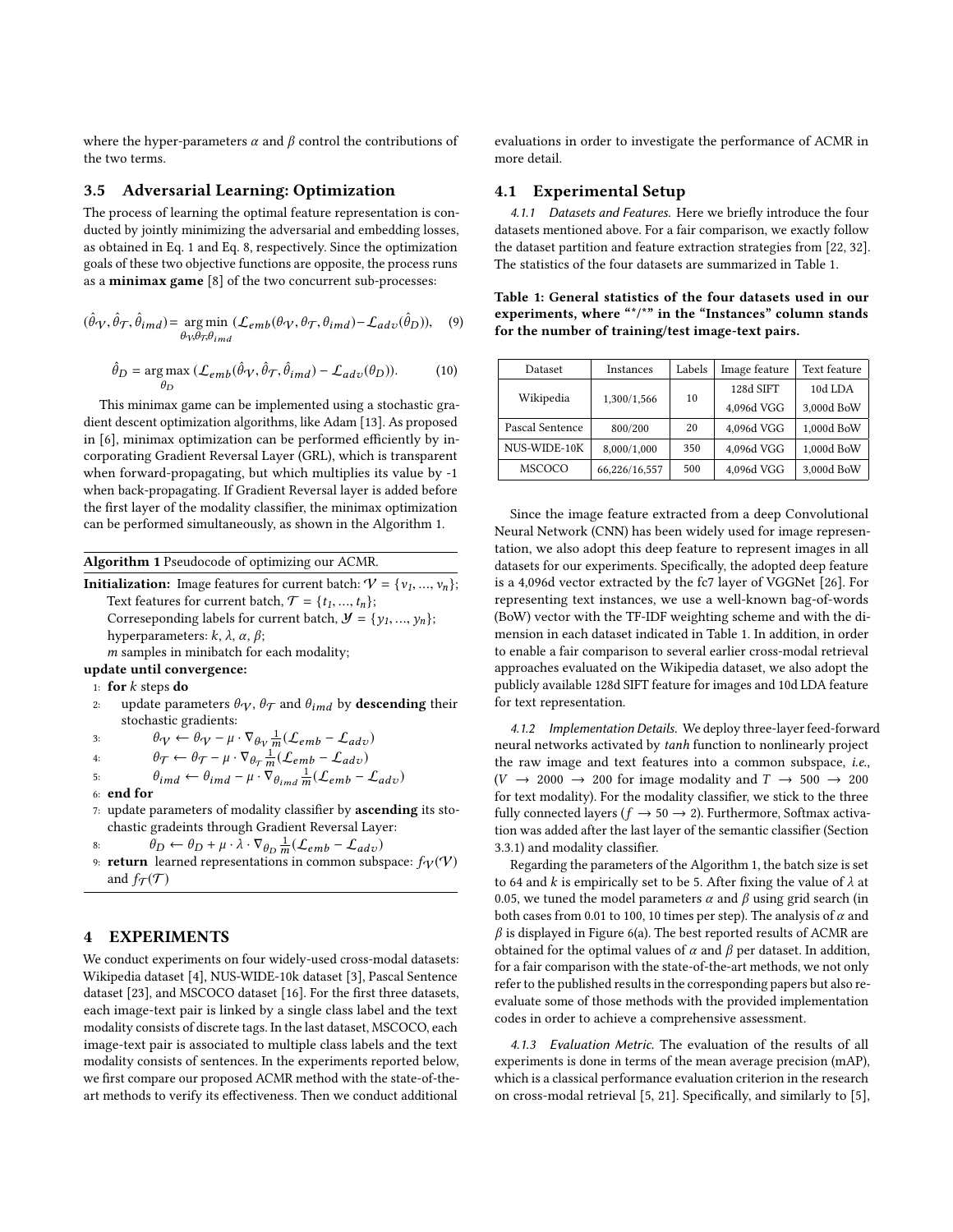where the hyper-parameters $\alpha$ and $\beta$ control the contributions of the two terms.

### 3.5 Adversarial Learning: Optimization

The process of learning the optimal feature representation is conducted by jointly minimizing the adversarial and embedding losses, as obtained in Eq. 1 and Eq. 8, respectively. Since the optimization goals of these two objective functions are opposite, the process runs as a **minimax game** [8] of the two concurrent sub-processes:

$$(\hat{\theta}_{\mathcal{V}}, \hat{\theta}_{\mathcal{T}}, \hat{\theta}_{imd}) = \underset{\theta_{\mathcal{V}}, \theta_{\mathcal{T}}, \theta_{imd}}{\arg\min} \, (\mathcal{L}_{emb}(\theta_{\mathcal{V}}, \theta_{\mathcal{T}}, \theta_{imd}) - \mathcal{L}_{adv}(\hat{\theta}_D)), \quad (9)$$

$$\hat{\theta}_D = \underset{\theta_D}{\arg\max} \, (\mathcal{L}_{emb}(\hat{\theta}_{\mathcal{V}}, \hat{\theta}_{\mathcal{T}}, \hat{\theta}_{imd}) - \mathcal{L}_{adv}(\theta_D)). \quad (10)$$

This minimax game can be implemented using a stochastic gradient descent optimization algorithms, like Adam [13]. As proposed in [6], minimax optimization can be performed efficiently by incorporating Gradient Reversal Layer (GRL), which is transparent when forward-propagating, but which multiplies its value by -1 when back-propagating. If Gradient Reversal layer is added before the first layer of the modality classifier, the minimax optimization can be performed simultaneously, as shown in the Algorithm 1.

---

**Algorithm 1** Pseudocode of optimizing our ACMR.

---

**Initialization:** Image features for current batch: $\mathcal{V} = \{v_1, ..., v_n\}$;
Text features for current batch, $\mathcal{T} = \{t_1, ..., t_n\}$;
Correseponding labels for current batch, $\mathcal{Y} = \{y_1, ..., y_n\}$;
hyperparameters: $k$, $\lambda$, $\alpha$, $\beta$;
$m$ samples in minibatch for each modality;

**update until convergence:**

1: **for** $k$ steps **do**
2: update parameters $\theta_{\mathcal{V}}$, $\theta_{\mathcal{T}}$ and $\theta_{imd}$ by **descending** their stochastic gradients:
3: $\theta_{\mathcal{V}} \leftarrow \theta_{\mathcal{V}} - \mu \cdot \nabla_{\theta_{\mathcal{V}}} \frac{1}{m}(\mathcal{L}_{emb} - \mathcal{L}_{adv})$
4: $\theta_{\mathcal{T}} \leftarrow \theta_{\mathcal{T}} - \mu \cdot \nabla_{\theta_{\mathcal{T}}} \frac{1}{m}(\mathcal{L}_{emb} - \mathcal{L}_{adv})$
5: $\theta_{imd} \leftarrow \theta_{imd} - \mu \cdot \nabla_{\theta_{imd}} \frac{1}{m}(\mathcal{L}_{emb} - \mathcal{L}_{adv})$
6: **end for**
7: update parameters of modality classifier by **ascending** its stochastic gradeints through Gradient Reversal Layer:
8: $\theta_D \leftarrow \theta_D + \mu \cdot \lambda \cdot \nabla_{\theta_D} \frac{1}{m}(\mathcal{L}_{emb} - \mathcal{L}_{adv})$
9: **return** learned representations in common subspace: $f_{\mathcal{V}}(\mathcal{V})$ and $f_{\mathcal{T}}(\mathcal{T})$

---

## 4 EXPERIMENTS

We conduct experiments on four widely-used cross-modal datasets: Wikipedia dataset [4], NUS-WIDE-10k dataset [3], Pascal Sentence dataset [23], and MSCOCO dataset [16]. For the first three datasets, each image-text pair is linked by a single class label and the text modality consists of discrete tags. In the last dataset, MSCOCO, each image-text pair is associated to multiple class labels and the text modality consists of sentences. In the experiments reported below, we first compare our proposed ACMR method with the state-of-the-art methods to verify its effectiveness. Then we conduct additional evaluations in order to investigate the performance of ACMR in more detail.

### 4.1 Experimental Setup

*4.1.1 Datasets and Features.* Here we briefly introduce the four datasets mentioned above. For a fair comparison, we exactly follow the dataset partition and feature extraction strategies from [22, 32]. The statistics of the four datasets are summarized in Table 1.

**Table 1: General statistics of the four datasets used in our experiments, where "*/*" in the "Instances" column stands for the number of training/test image-text pairs.**

| Dataset | Instances | Labels | Image feature | Text feature |
|---|---|---|---|---|
| Wikipedia | 1,300/1,566 | 10 | 128d SIFT | 10d LDA |
| | | | 4,096d VGG | 3,000d BoW |
| Pascal Sentence | 800/200 | 20 | 4,096d VGG | 1,000d BoW |
| NUS-WIDE-10K | 8,000/1,000 | 350 | 4,096d VGG | 1,000d BoW |
| MSCOCO | 66,226/16,557 | 500 | 4,096d VGG | 3,000d BoW |

Since the image feature extracted from a deep Convolutional Neural Network (CNN) has been widely used for image representation, we also adopt this deep feature to represent images in all datasets for our experiments. Specifically, the adopted deep feature is a 4,096d vector extracted by the fc7 layer of VGGNet [26]. For representing text instances, we use a well-known bag-of-words (BoW) vector with the TF-IDF weighting scheme and with the dimension in each dataset indicated in Table 1. In addition, in order to enable a fair comparison to several earlier cross-modal retrieval approaches evaluated on the Wikipedia dataset, we also adopt the publicly available 128d SIFT feature for images and 10d LDA feature for text representation.

*4.1.2 Implementation Details.* We deploy three-layer feed-forward neural networks activated by *tanh* function to nonlinearly project the raw image and text features into a common subspace, *i.e.*, ($V \rightarrow 2000 \rightarrow 200$ for image modality and $T \rightarrow 500 \rightarrow 200$ for text modality). For the modality classifier, we stick to the three fully connected layers ($f \rightarrow 50 \rightarrow 2$). Furthermore, Softmax activation was added after the last layer of the semantic classifier (Section 3.3.1) and modality classifier.

Regarding the parameters of the Algorithm 1, the batch size is set to 64 and $k$ is empirically set to be 5. After fixing the value of $\lambda$ at 0.05, we tuned the model parameters $\alpha$ and $\beta$ using grid search (in both cases from 0.01 to 100, 10 times per step). The analysis of $\alpha$ and $\beta$ is displayed in Figure 6(a). The best reported results of ACMR are obtained for the optimal values of $\alpha$ and $\beta$ per dataset. In addition, for a fair comparison with the state-of-the-art methods, we not only refer to the published results in the corresponding papers but also re-evaluate some of those methods with the provided implementation codes in order to achieve a comprehensive assessment.

*4.1.3 Evaluation Metric.* The evaluation of the results of all experiments is done in terms of the mean average precision (mAP), which is a classical performance evaluation criterion in the research on cross-modal retrieval [5, 21]. Specifically, and similarly to [5],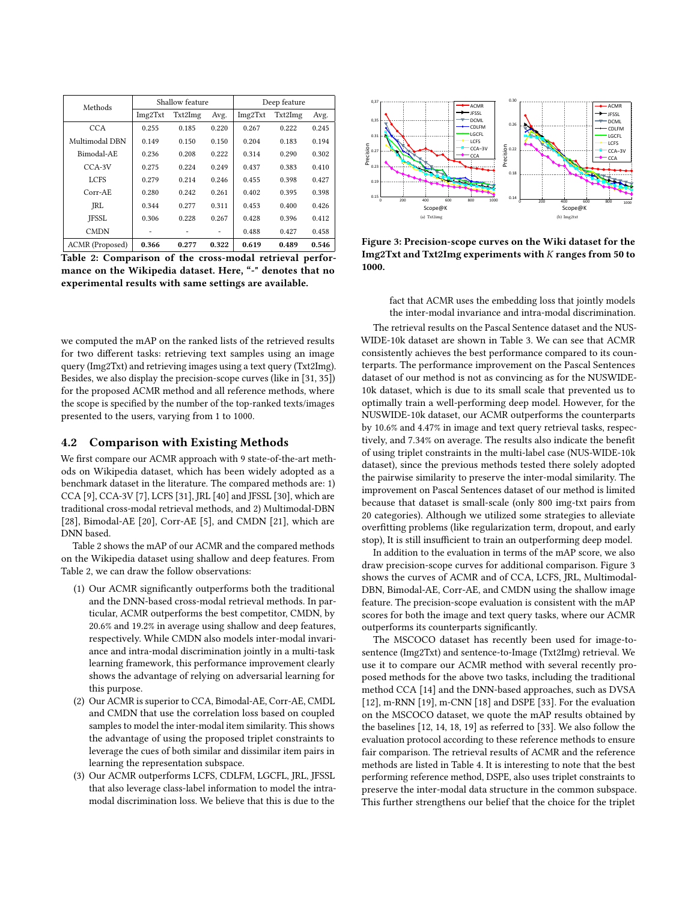| Methods | Shallow feature | | | Deep feature | | |
|---|---|---|---|---|---|---|
| | Img2Txt | Txt2Img | Avg. | Img2Txt | Txt2Img | Avg. |
| CCA | 0.255 | 0.185 | 0.220 | 0.267 | 0.222 | 0.245 |
| Multimodal DBN | 0.149 | 0.150 | 0.150 | 0.204 | 0.183 | 0.194 |
| Bimodal-AE | 0.236 | 0.208 | 0.222 | 0.314 | 0.290 | 0.302 |
| CCA-3V | 0.275 | 0.224 | 0.249 | 0.437 | 0.383 | 0.410 |
| LCFS | 0.279 | 0.214 | 0.246 | 0.455 | 0.398 | 0.427 |
| Corr-AE | 0.280 | 0.242 | 0.261 | 0.402 | 0.395 | 0.398 |
| JRL | 0.344 | 0.277 | 0.311 | 0.453 | 0.400 | 0.426 |
| JFSSL | 0.306 | 0.228 | 0.267 | 0.428 | 0.396 | 0.412 |
| CMDN | - | - | - | 0.488 | 0.427 | 0.458 |
| ACMR (Proposed) | **0.366** | **0.277** | **0.322** | **0.619** | **0.489** | **0.546** |

**Table 2: Comparison of the cross-modal retrieval performance on the Wikipedia dataset. Here, "-" denotes that no experimental results with same settings are available.**

**Figure 3: Precision-scope curves on the Wiki dataset for the Img2Txt and Txt2Img experiments with $K$ ranges from 50 to 1000.**

we computed the mAP on the ranked lists of the retrieved results for two different tasks: retrieving text samples using an image query (Img2Txt) and retrieving images using a text query (Txt2Img). Besides, we also display the precision-scope curves (like in [31, 35]) for the proposed ACMR method and all reference methods, where the scope is specified by the number of the top-ranked texts/images presented to the users, varying from 1 to 1000.

### 4.2 Comparison with Existing Methods

We first compare our ACMR approach with 9 state-of-the-art methods on Wikipedia dataset, which has been widely adopted as a benchmark dataset in the literature. The compared methods are: 1) CCA [9], CCA-3V [7], LCFS [31], JRL [40] and JFSSL [30], which are traditional cross-modal retrieval methods, and 2) Multimodal-DBN [28], Bimodal-AE [20], Corr-AE [5], and CMDN [21], which are DNN based.

Table 2 shows the mAP of our ACMR and the compared methods on the Wikipedia dataset using shallow and deep features. From Table 2, we can draw the follow observations:

1. Our ACMR significantly outperforms both the traditional and the DNN-based cross-modal retrieval methods. In particular, ACMR outperforms the best competitor, CMDN, by 20.6% and 19.2% in average using shallow and deep features, respectively. While CMDN also models inter-modal invariance and intra-modal discrimination jointly in a multi-task learning framework, this performance improvement clearly shows the advantage of relying on adversarial learning for this purpose.
2. Our ACMR is superior to CCA, Bimodal-AE, Corr-AE, CMDL and CMDN that use the correlation loss based on coupled samples to model the inter-modal item similarity. This shows the advantage of using the proposed triplet constraints to leverage the cues of both similar and dissimilar item pairs in learning the representation subspace.
3. Our ACMR outperforms LCFS, CDLFM, LGCFL, JRL, JFSSL that also leverage class-label information to model the intra-modal discrimination loss. We believe that this is due to the fact that ACMR uses the embedding loss that jointly models the inter-modal invariance and intra-modal discrimination.

The retrieval results on the Pascal Sentence dataset and the NUS-WIDE-10k dataset are shown in Table 3. We can see that ACMR consistently achieves the best performance compared to its counterparts. The performance improvement on the Pascal Sentences dataset of our method is not as convincing as for the NUSWIDE-10k dataset, which is due to its small scale that prevented us to optimally train a well-performing deep model. However, for the NUSWIDE-10k dataset, our ACMR outperforms the counterparts by 10.6% and 4.47% in image and text query retrieval tasks, respectively, and 7.34% on average. The results also indicate the benefit of using triplet constraints in the multi-label case (NUS-WIDE-10k dataset), since the previous methods tested there solely adopted the pairwise similarity to preserve the inter-modal similarity. The improvement on Pascal Sentences dataset of our method is limited because that dataset is small-scale (only 800 img-txt pairs from 20 categories). Although we utilized some strategies to alleviate overfitting problems (like regularization term, dropout, and early stop), It is still insufficient to train an outperforming deep model.

In addition to the evaluation in terms of the mAP score, we also draw precision-scope curves for additional comparison. Figure 3 shows the curves of ACMR and of CCA, LCFS, JRL, Multimodal-DBN, Bimodal-AE, Corr-AE, and CMDN using the shallow image feature. The precision-scope evaluation is consistent with the mAP scores for both the image and text query tasks, where our ACMR outperforms its counterparts significantly.

The MSCOCO dataset has recently been used for image-to-sentence (Img2Txt) and sentence-to-Image (Txt2Img) retrieval. We use it to compare our ACMR method with several recently proposed methods for the above two tasks, including the traditional method CCA [14] and the DNN-based approaches, such as DVSA [12], m-RNN [19], m-CNN [18] and DSPE [33]. For the evaluation on the MSCOCO dataset, we quote the mAP results obtained by the baselines [12, 14, 18, 19] as referred to [33]. We also follow the evaluation protocol according to these reference methods to ensure fair comparison. The retrieval results of ACMR and the reference methods are listed in Table 4. It is interesting to note that the best performing reference method, DSPE, also uses triplet constraints to preserve the inter-modal data structure in the common subspace. This further strengthens our belief that the choice for the triplet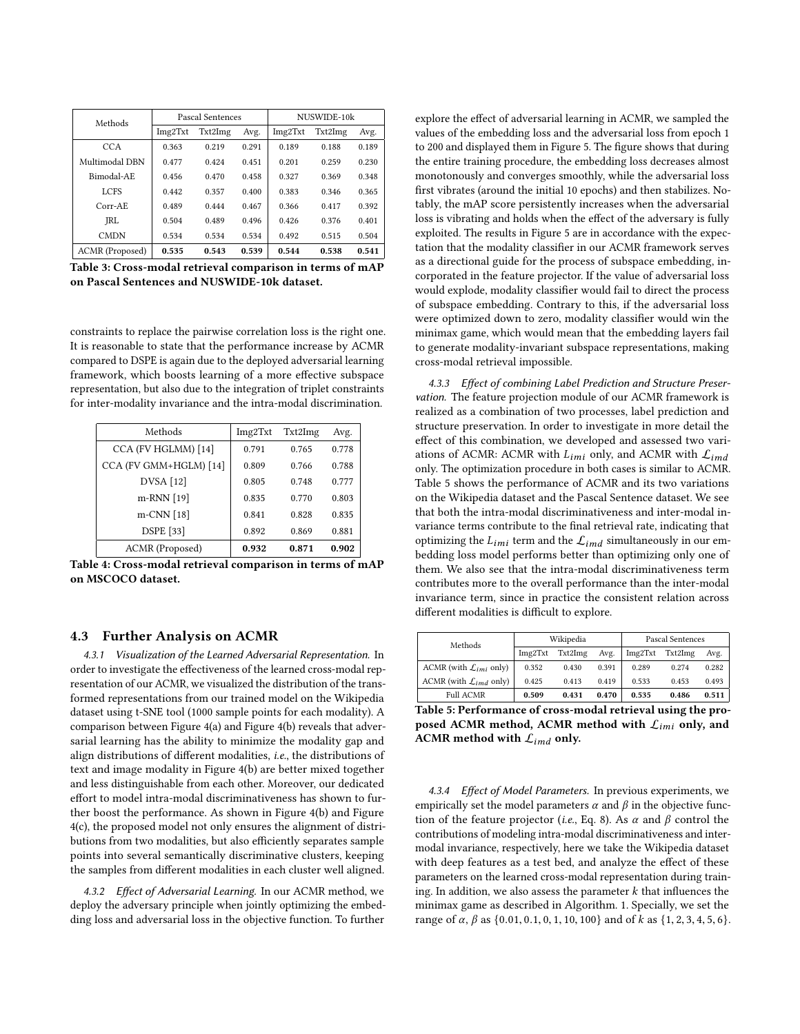| Methods | Pascal Sentences | | | NUSWIDE-10k | | |
|---|---|---|---|---|---|---|
| | Img2Txt | Txt2Img | Avg. | Img2Txt | Txt2Img | Avg. |
| CCA | 0.363 | 0.219 | 0.291 | 0.189 | 0.188 | 0.189 |
| Multimodal DBN | 0.477 | 0.424 | 0.451 | 0.201 | 0.259 | 0.230 |
| Bimodal-AE | 0.456 | 0.470 | 0.458 | 0.327 | 0.369 | 0.348 |
| LCFS | 0.442 | 0.357 | 0.400 | 0.383 | 0.346 | 0.365 |
| Corr-AE | 0.489 | 0.444 | 0.467 | 0.366 | 0.417 | 0.392 |
| JRL | 0.504 | 0.489 | 0.496 | 0.426 | 0.376 | 0.401 |
| CMDN | 0.534 | 0.534 | 0.534 | 0.492 | 0.515 | 0.504 |
| ACMR (Proposed) | **0.535** | **0.543** | **0.539** | **0.544** | **0.538** | **0.541** |

**Table 3: Cross-modal retrieval comparison in terms of mAP on Pascal Sentences and NUSWIDE-10k dataset.**

constraints to replace the pairwise correlation loss is the right one. It is reasonable to state that the performance increase by ACMR compared to DSPE is again due to the deployed adversarial learning framework, which boosts learning of a more effective subspace representation, but also due to the integration of triplet constraints for inter-modality invariance and the intra-modal discrimination.

| Methods | Img2Txt | Txt2Img | Avg. |
|---|---|---|---|
| CCA (FV HGLMM) [14] | 0.791 | 0.765 | 0.778 |
| CCA (FV GMM+HGLM) [14] | 0.809 | 0.766 | 0.788 |
| DVSA [12] | 0.805 | 0.748 | 0.777 |
| m-RNN [19] | 0.835 | 0.770 | 0.803 |
| m-CNN [18] | 0.841 | 0.828 | 0.835 |
| DSPE [33] | 0.892 | 0.869 | 0.881 |
| ACMR (Proposed) | **0.932** | **0.871** | **0.902** |

**Table 4: Cross-modal retrieval comparison in terms of mAP on MSCOCO dataset.**

## 4.3 Further Analysis on ACMR

*4.3.1 Visualization of the Learned Adversarial Representation.* In order to investigate the effectiveness of the learned cross-modal representation of our ACMR, we visualized the distribution of the transformed representations from our trained model on the Wikipedia dataset using t-SNE tool (1000 sample points for each modality). A comparison between Figure 4(a) and Figure 4(b) reveals that adversarial learning has the ability to minimize the modality gap and align distributions of different modalities, *i.e.*, the distributions of text and image modality in Figure 4(b) are better mixed together and less distinguishable from each other. Moreover, our dedicated effort to model intra-modal discriminativeness has shown to further boost the performance. As shown in Figure 4(b) and Figure 4(c), the proposed model not only ensures the alignment of distributions from two modalities, but also efficiently separates sample points into several semantically discriminative clusters, keeping the samples from different modalities in each cluster well aligned.

*4.3.2 Effect of Adversarial Learning.* In our ACMR method, we deploy the adversary principle when jointly optimizing the embedding loss and adversarial loss in the objective function. To further explore the effect of adversarial learning in ACMR, we sampled the values of the embedding loss and the adversarial loss from epoch 1 to 200 and displayed them in Figure 5. The figure shows that during the entire training procedure, the embedding loss decreases almost monotonously and converges smoothly, while the adversarial loss first vibrates (around the initial 10 epochs) and then stabilizes. Notably, the mAP score persistently increases when the adversarial loss is vibrating and holds when the effect of the adversary is fully exploited. The results in Figure 5 are in accordance with the expectation that the modality classifier in our ACMR framework serves as a directional guide for the process of subspace embedding, incorporated in the feature projector. If the value of adversarial loss would explode, modality classifier would fail to direct the process of subspace embedding. Contrary to this, if the adversarial loss were optimized down to zero, modality classifier would win the minimax game, which would mean that the embedding layers fail to generate modality-invariant subspace representations, making cross-modal retrieval impossible.

*4.3.3 Effect of combining Label Prediction and Structure Preservation.* The feature projection module of our ACMR framework is realized as a combination of two processes, label prediction and structure preservation. In order to investigate in more detail the effect of this combination, we developed and assessed two variations of ACMR: ACMR with $L_{imi}$ only, and ACMR with $\mathcal{L}_{imd}$ only. The optimization procedure in both cases is similar to ACMR. Table 5 shows the performance of ACMR and its two variations on the Wikipedia dataset and the Pascal Sentence dataset. We see that both the intra-modal discriminativeness and inter-modal invariance terms contribute to the final retrieval rate, indicating that optimizing the $L_{imi}$ term and the $\mathcal{L}_{imd}$ simultaneously in our embedding loss model performs better than optimizing only one of them. We also see that the intra-modal discriminativeness term contributes more to the overall performance than the inter-modal invariance term, since in practice the consistent relation across different modalities is difficult to explore.

| Methods | Wikipedia | | | Pascal Sentences | | |
|---|---|---|---|---|---|---|
| | Img2Txt | Txt2Img | Avg. | Img2Txt | Txt2Img | Avg. |
| ACMR (with $\mathcal{L}_{imi}$ only) | 0.352 | 0.430 | 0.391 | 0.289 | 0.274 | 0.282 |
| ACMR (with $\mathcal{L}_{imd}$ only) | 0.425 | 0.413 | 0.419 | 0.533 | 0.453 | 0.493 |
| Full ACMR | **0.509** | **0.431** | **0.470** | **0.535** | **0.486** | **0.511** |

**Table 5: Performance of cross-modal retrieval using the proposed ACMR method, ACMR method with $\mathcal{L}_{imi}$ only, and ACMR method with $\mathcal{L}_{imd}$ only.**

*4.3.4 Effect of Model Parameters.* In previous experiments, we empirically set the model parameters $\alpha$ and $\beta$ in the objective function of the feature projector (*i.e.*, Eq. 8). As $\alpha$ and $\beta$ control the contributions of modeling intra-modal discriminativeness and inter-modal invariance, respectively, here we take the Wikipedia dataset with deep features as a test bed, and analyze the effect of these parameters on the learned cross-modal representation during training. In addition, we also assess the parameter $k$ that influences the minimax game as described in Algorithm. 1. Specially, we set the range of $\alpha$, $\beta$ as $\{0.01, 0.1, 0, 1, 10, 100\}$ and of $k$ as $\{1, 2, 3, 4, 5, 6\}$.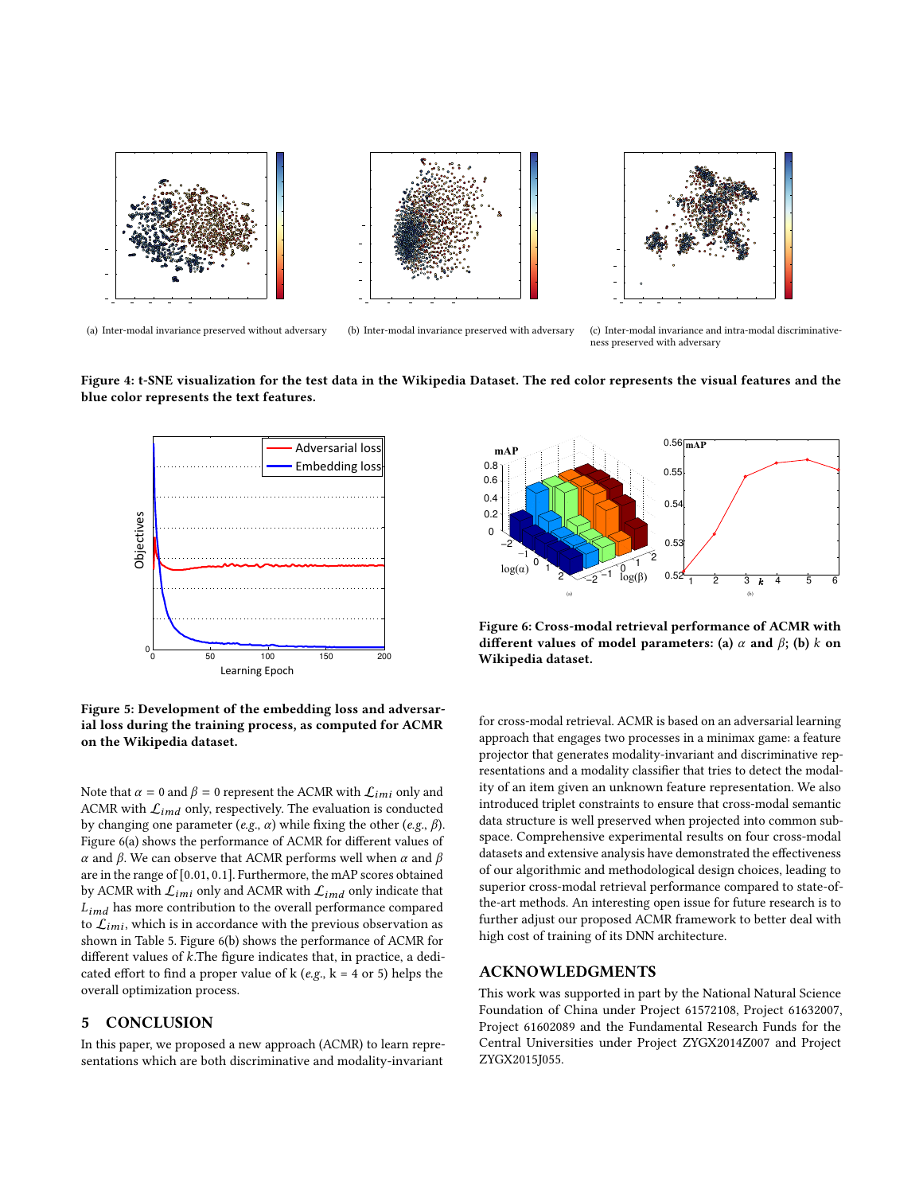(a) Inter-modal invariance preserved without adversary

(b) Inter-modal invariance preserved with adversary

(c) Inter-modal invariance and intra-modal discriminativeness preserved with adversary

**Figure 4: t-SNE visualization for the test data in the Wikipedia Dataset. The red color represents the visual features and the blue color represents the text features.**

**Figure 5: Development of the embedding loss and adversarial loss during the training process, as computed for ACMR on the Wikipedia dataset.**

Note that $\alpha = 0$ and $\beta = 0$ represent the ACMR with $\mathcal{L}_{imi}$ only and ACMR with $\mathcal{L}_{imd}$ only, respectively. The evaluation is conducted by changing one parameter (*e.g.*, $\alpha$) while fixing the other (*e.g.*, $\beta$). Figure 6(a) shows the performance of ACMR for different values of $\alpha$ and $\beta$. We can observe that ACMR performs well when $\alpha$ and $\beta$ are in the range of $[0.01, 0.1]$. Furthermore, the mAP scores obtained by ACMR with $\mathcal{L}_{imi}$ only and ACMR with $\mathcal{L}_{imd}$ only indicate that $L_{imd}$ has more contribution to the overall performance compared to $\mathcal{L}_{imi}$, which is in accordance with the previous observation as shown in Table 5. Figure 6(b) shows the performance of ACMR for different values of $k$.The figure indicates that, in practice, a dedicated effort to find a proper value of k (*e.g.*, k = 4 or 5) helps the overall optimization process.

**Figure 6: Cross-modal retrieval performance of ACMR with different values of model parameters: (a) $\alpha$ and $\beta$; (b) $k$ on Wikipedia dataset.**

## 5 CONCLUSION

In this paper, we proposed a new approach (ACMR) to learn representations which are both discriminative and modality-invariant for cross-modal retrieval. ACMR is based on an adversarial learning approach that engages two processes in a minimax game: a feature projector that generates modality-invariant and discriminative representations and a modality classifier that tries to detect the modality of an item given an unknown feature representation. We also introduced triplet constraints to ensure that cross-modal semantic data structure is well preserved when projected into common subspace. Comprehensive experimental results on four cross-modal datasets and extensive analysis have demonstrated the effectiveness of our algorithmic and methodological design choices, leading to superior cross-modal retrieval performance compared to state-of-the-art methods. An interesting open issue for future research is to further adjust our proposed ACMR framework to better deal with high cost of training of its DNN architecture.

## ACKNOWLEDGMENTS

This work was supported in part by the National Natural Science Foundation of China under Project 61572108, Project 61632007, Project 61602089 and the Fundamental Research Funds for the Central Universities under Project ZYGX2014Z007 and Project ZYGX2015J055.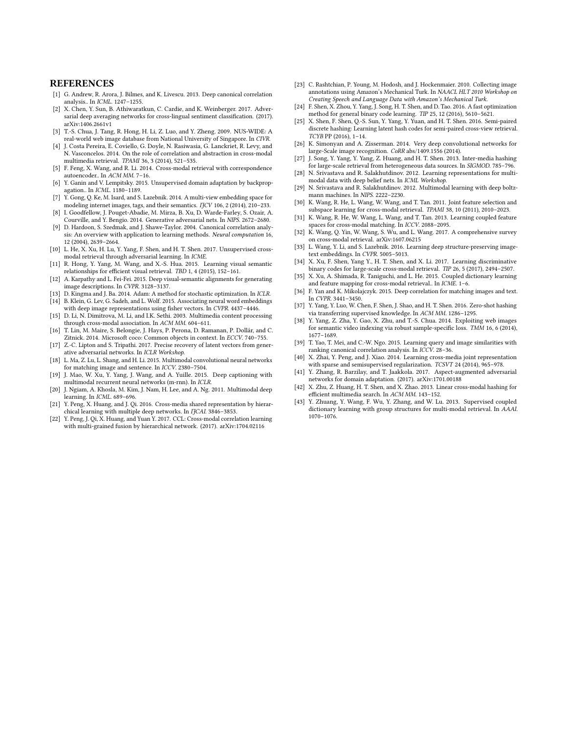## REFERENCES

[1] G. Andrew, R. Arora, J. Bilmes, and K. Livescu. 2013. Deep canonical correlation analysis.. In *ICML*. 1247–1255.

[2] X. Chen, Y. Sun, B. Athiwaratkun, C. Cardie, and K. Weinberger. 2017. Adversarial deep averaging networks for cross-lingual sentiment classification. (2017). arXiv:1406.2661v1

[3] T.-S. Chua, J. Tang, R. Hong, H. Li, Z. Luo, and Y. Zheng. 2009. NUS-WIDE: A real-world web image database from National University of Singapore. In *CIVR*.

[4] J. Costa Pereira, E. Coviello, G. Doyle, N. Rasiwasia, G. Lanckriet, R. Levy, and N. Vasconcelos. 2014. On the role of correlation and abstraction in cross-modal multimedia retrieval. *TPAMI* 36, 3 (2014), 521–535.

[5] F. Feng, X. Wang, and R. Li. 2014. Cross-modal retrieval with correspondence autoencoder.. In *ACM MM*. 7–16.

[6] Y. Ganin and V. Lempitsky. 2015. Unsupervised domain adaptation by backpropagation.. In *ICML*. 1180–1189.

[7] Y. Gong, Q. Ke, M. Isard, and S. Lazebnik. 2014. A multi-view embedding space for modeling internet images, tags, and their semantics. *IJCV* 106, 2 (2014), 210–233.

[8] I. Goodfellow, J. Pouget-Abadie, M. Mirza, B. Xu, D. Warde-Farley, S. Ozair, A. Courville, and Y. Bengio. 2014. Generative adversarial nets. In *NIPS*. 2672–2680.

[9] D. Hardoon, S. Szedmak, and J. Shawe-Taylor. 2004. Canonical correlation analysis: An overview with application to learning methods. *Neural computation* 16, 12 (2004), 2639–2664.

[10] L. He, X. Xu, H. Lu, Y. Yang, F. Shen, and H. T. Shen. 2017. Unsupervised cross-modal retrieval through adversarial learning. In *ICME*.

[11] R. Hong, Y. Yang, M. Wang, and X.-S. Hua. 2015. Learning visual semantic relationships for efficient visual retrieval. *TBD* 1, 4 (2015), 152–161.

[12] A. Karpathy and L. Fei-Fei. 2015. Deep visual-semantic alignments for generating image descriptions. In *CVPR*. 3128–3137.

[13] D. Kingma and J. Ba. 2014. Adam: A method for stochastic optimization. In *ICLR*.

[14] B. Klein, G. Lev, G. Sadeh, and L. Wolf. 2015. Associating neural word embeddings with deep image representations using fisher vectors. In *CVPR*. 4437–4446.

[15] D. Li, N. Dimitrova, M. Li, and I.K. Sethi. 2003. Multimedia content processing through cross-modal association. In *ACM MM*. 604–611.

[16] T. Lin, M. Maire, S. Belongie, J. Hays, P. Perona, D. Ramanan, P. Dollár, and C. Zitnick. 2014. Microsoft coco: Common objects in context. In *ECCV*. 740–755.

[17] Z.-C. Lipton and S. Tripathi. 2017. Precise recovery of latent vectors from generative adversarial networks. In *ICLR Workshop*.

[18] L. Ma, Z. Lu, L. Shang, and H. Li. 2015. Multimodal convolutional neural networks for matching image and sentence. In *ICCV*. 2380–7504.

[19] J. Mao, W. Xu, Y. Yang, J. Wang, and A. Yuille. 2015. Deep captioning with multimodal recurrent neural networks (m-rnn). In *ICLR*.

[20] J. Ngiam, A. Khosla, M. Kim, J. Nam, H. Lee, and A. Ng. 2011. Multimodal deep learning. In *ICML*. 689–696.

[21] Y. Peng, X. Huang, and J. Qi. 2016. Cross-media shared representation by hierarchical learning with multiple deep networks. In *IJCAI*. 3846–3853.

[22] Y. Peng, J. Qi, X. Huang, and Yuan Y. 2017. CCL: Cross-modal correlation learning with multi-grained fusion by hierarchical network. (2017). arXiv:1704.02116

[23] C. Rashtchian, P. Young, M. Hodosh, and J. Hockenmaier. 2010. Collecting image annotations using Amazon's Mechanical Turk. In *NAACL HLT 2010 Workshop on Creating Speech and Language Data with Amazon's Mechanical Turk*.

[24] F. Shen, X. Zhou, Y. Yang, J. Song, H. T. Shen, and D. Tao. 2016. A fast optimization method for general binary code learning. *TIP* 25, 12 (2016), 5610–5621.

[25] X. Shen, F. Shen, Q.-S. Sun, Y. Yang, Y. Yuan, and H. T. Shen. 2016. Semi-paired discrete hashing: Learning latent hash codes for semi-paired cross-view retrieval. *TCYB* PP (2016), 1–14.

[26] K. Simonyan and A. Zisserman. 2014. Very deep convolutional networks for large-Scale image recognition. *CoRR* abs/1409.1556 (2014).

[27] J. Song, Y. Yang, Y. Yang, Z. Huang, and H. T. Shen. 2013. Inter-media hashing for large-scale retrieval from heterogeneous data sources. In *SIGMOD*. 785–796.

[28] N. Srivastava and R. Salakhutdinov. 2012. Learning representations for multimodal data with deep belief nets. In *ICML Workshop*.

[29] N. Srivastava and R. Salakhutdinov. 2012. Multimodal learning with deep boltzmann machines. In *NIPS*. 2222–2230.

[30] K. Wang, R. He, L. Wang, W. Wang, and T. Tan. 2011. Joint feature selection and subspace learning for cross-modal retrieval. *TPAMI* 38, 10 (2011), 2010–2023.

[31] K. Wang, R. He, W. Wang, L. Wang, and T. Tan. 2013. Learning coupled feature spaces for cross-modal matching. In *ICCV*. 2088–2095.

[32] K. Wang, Q. Yin, W. Wang, S. Wu, and L. Wang. 2017. A comprehensive survey on cross-modal retrieval. arXiv:1607.06215

[33] L. Wang, Y. Li, and S. Lazebnik. 2016. Learning deep structure-preserving image-text embeddings. In *CVPR*. 5005–5013.

[34] X. Xu, F. Shen, Yang Y., H. T. Shen, and X. Li. 2017. Learning discriminative binary codes for large-scale cross-modal retrieval. *TIP* 26, 5 (2017), 2494–2507.

[35] X. Xu, A. Shimada, R. Taniguchi, and L. He. 2015. Coupled dictionary learning and feature mapping for cross-modal retrieval.. In *ICME*. 1–6.

[36] F. Yan and K. Mikolajczyk. 2015. Deep correlation for matching images and text. In *CVPR*. 3441–3450.

[37] Y. Yang, Y. Luo, W. Chen, F. Shen, J. Shao, and H. T. Shen. 2016. Zero-shot hashing via transferring supervised knowledge. In *ACM MM*. 1286–1295.

[38] Y. Yang, Z. Zha, Y. Gao, X. Zhu, and T.-S. Chua. 2014. Exploiting web images for semantic video indexing via robust sample-specific loss. *TMM* 16, 6 (2014), 1677–1689.

[39] T. Yao, T. Mei, and C.-W. Ngo. 2015. Learning query and image similarities with ranking canonical correlation analysis. In *ICCV*. 28–36.

[40] X. Zhai, Y. Peng, and J. Xiao. 2014. Learning cross-media joint representation with sparse and semisupervised regularization. *TCSVT* 24 (2014), 965–978.

[41] Y. Zhang, R. Barzilay, and T. Jaakkola. 2017. Aspect-augmented adversarial networks for domain adaptation. (2017). arXiv:1701.00188

[42] X. Zhu, Z. Huang, H. T. Shen, and X. Zhao. 2013. Linear cross-modal hashing for efficient multimedia search. In *ACM MM*. 143–152.

[43] Y. Zhuang, Y. Wang, F. Wu, Y. Zhang, and W. Lu. 2013. Supervised coupled dictionary learning with group structures for multi-modal retrieval. In *AAAI*. 1070–1076.